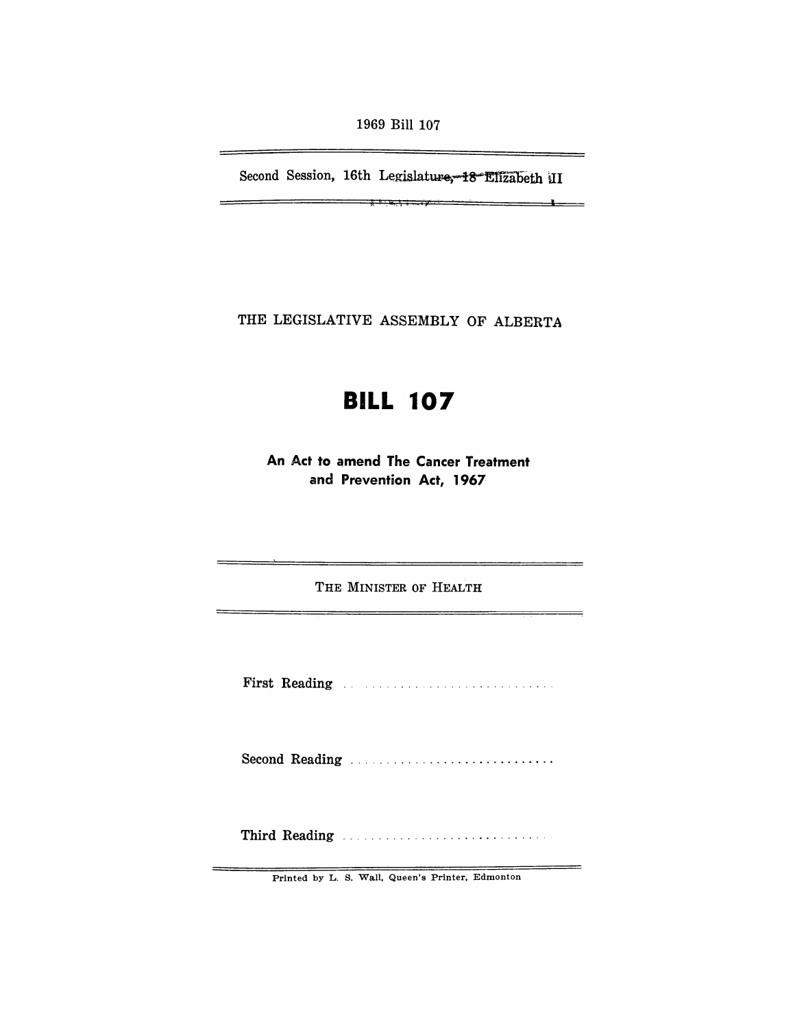1969 Bill 107

Second Session, 16th Legislature, 18 Elizabeth II

THE LEGISLATIVE ASSEMBLY OF ALBERTA

# BILL 107

## An Act to amend The Cancer Treatment and Prevention Act, 1967

THE MINISTER OF HEALTH

First Reading ..............................

Second Reading ..............................

Third Reading ..............................

Printed by L. S. Wall, Queen's Printer, Edmonton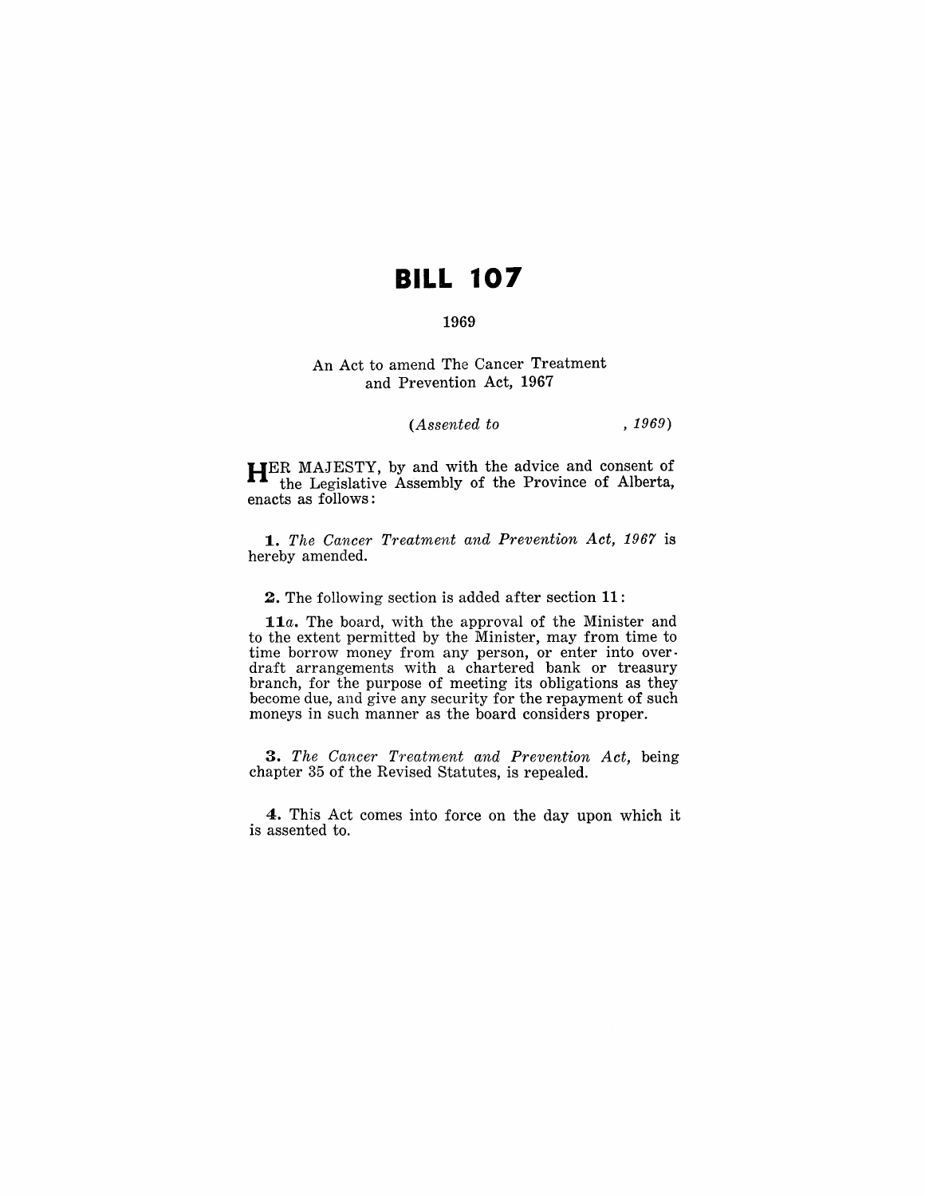# BILL 107

1969

An Act to amend The Cancer Treatment and Prevention Act, 1967

*(Assented to , 1969)*

HER MAJESTY, by and with the advice and consent of the Legislative Assembly of the Province of Alberta, enacts as follows:

**1.** *The Cancer Treatment and Prevention Act, 1967* is hereby amended.

**2.** The following section is added after section **11**:

**11***a*. The board, with the approval of the Minister and to the extent permitted by the Minister, may from time to time borrow money from any person, or enter into overdraft arrangements with a chartered bank or treasury branch, for the purpose of meeting its obligations as they become due, and give any security for the repayment of such moneys in such manner as the board considers proper.

**3.** *The Cancer Treatment and Prevention Act,* being chapter 35 of the Revised Statutes, is repealed.

**4.** This Act comes into force on the day upon which it is assented to.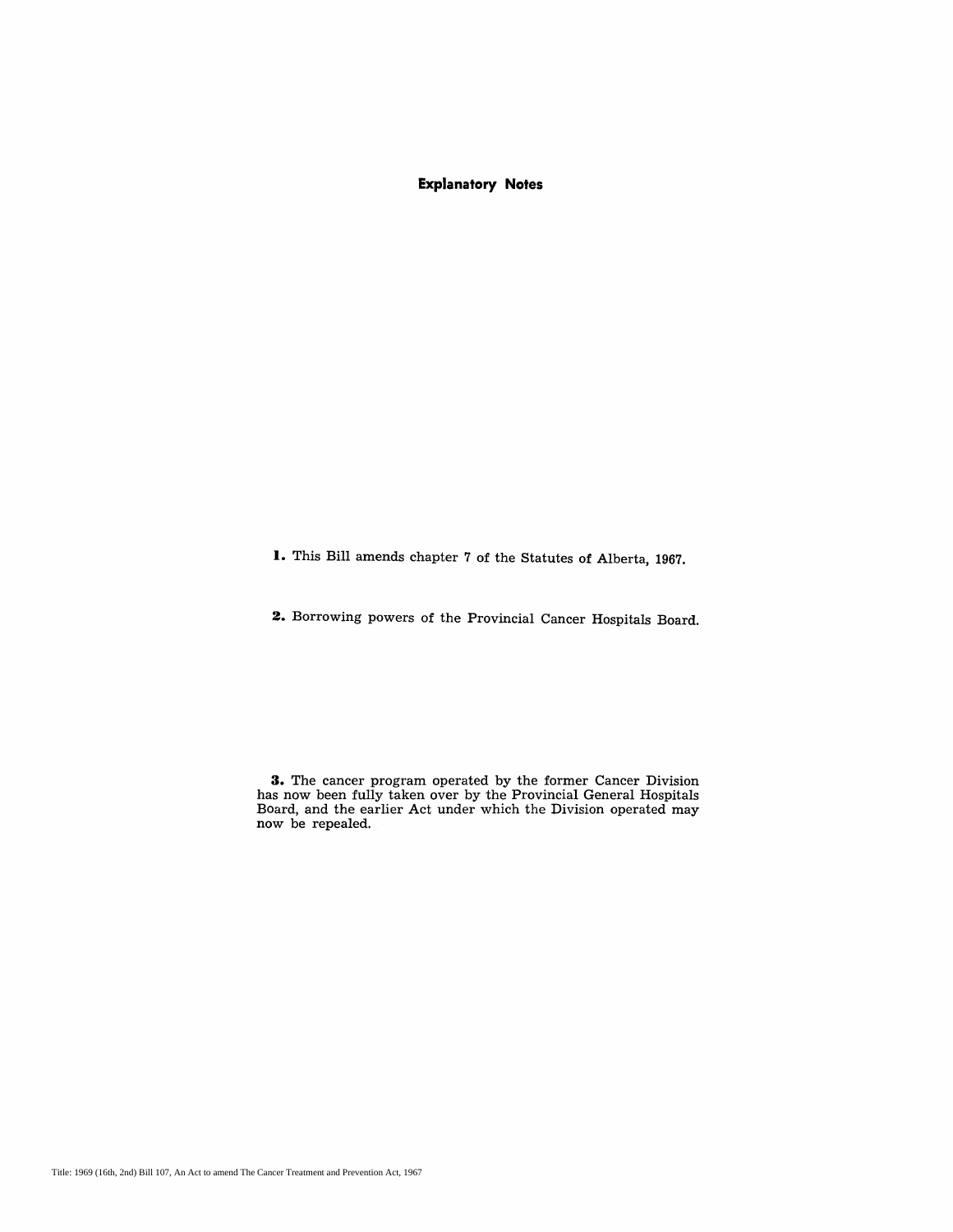# Explanatory Notes

**1.** This Bill amends chapter 7 of the Statutes of Alberta, 1967.

**2.** Borrowing powers of the Provincial Cancer Hospitals Board.

**3.** The cancer program operated by the former Cancer Division has now been fully taken over by the Provincial General Hospitals Board, and the earlier Act under which the Division operated may now be repealed.

Title: 1969 (16th, 2nd) Bill 107, An Act to amend The Cancer Treatment and Prevention Act, 1967